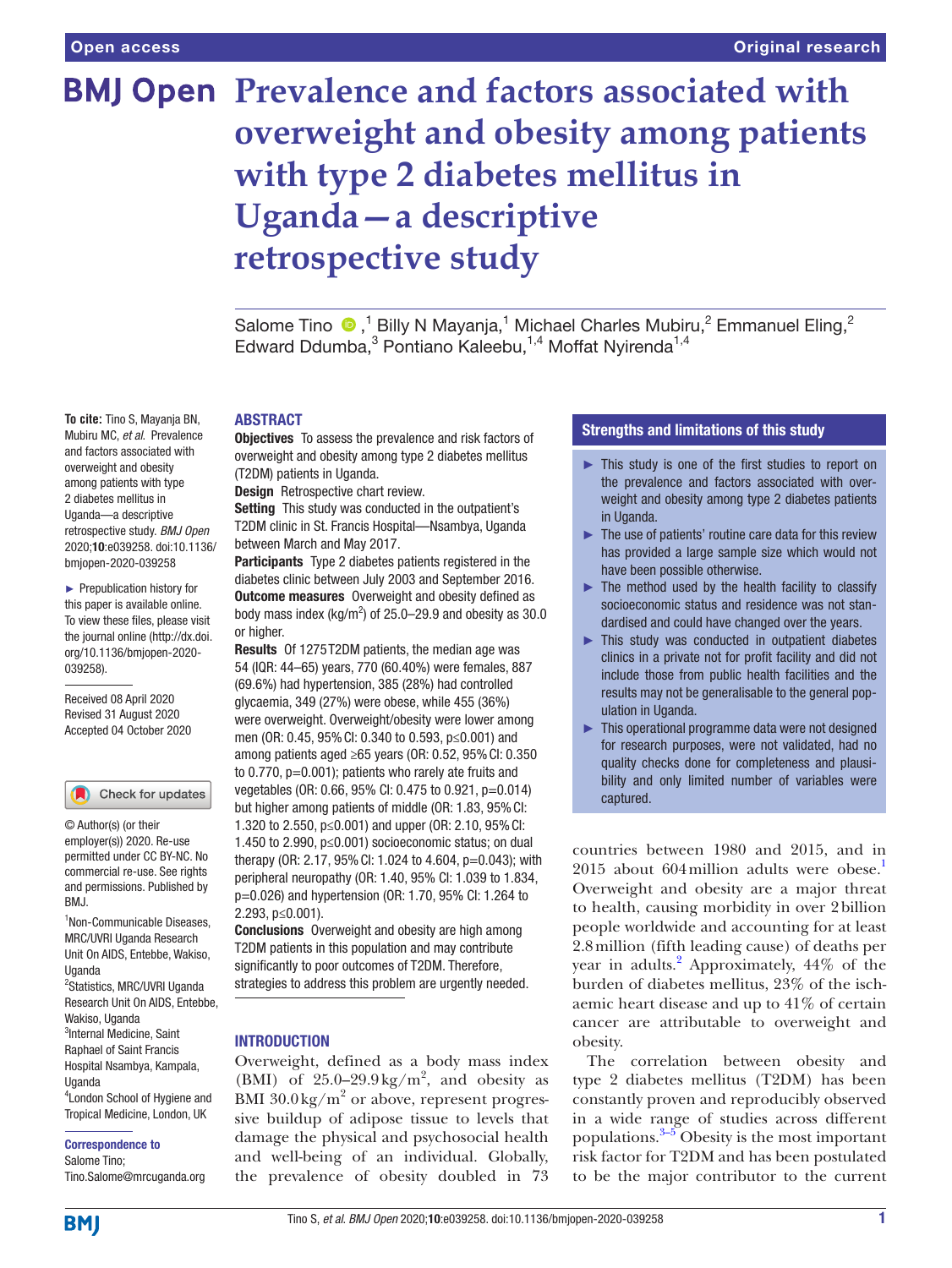Open access

Original research

# Prevalence and factors associated with overweight and obesity among patients with type 2 diabetes mellitus in Uganda—a descriptive retrospective study

Salome Tino ,[1] Billy N Mayanja,[1] Michael Charles Mubiru,[2] Emmanuel Eling,[2] Edward Ddumba,[3] Pontiano Kaleebu,[1,4] Moffat Nyirenda[1,4]

**To cite:** Tino S, Mayanja BN, Mubiru MC, *et al*. Prevalence and factors associated with overweight and obesity among patients with type 2 diabetes mellitus in Uganda—a descriptive retrospective study. *BMJ Open* 2020;**10**:e039258. doi:10.1136/bmjopen-2020-039258

► Prepublication history for this paper is available online. To view these files, please visit the journal online (http://dx.doi.org/10.1136/bmjopen-2020-039258).

Received 08 April 2020
Revised 31 August 2020
Accepted 04 October 2020

© Author(s) (or their employer(s)) 2020. Re-use permitted under CC BY-NC. No commercial re-use. See rights and permissions. Published by BMJ.

[1]Non-Communicable Diseases, MRC/UVRI Uganda Research Unit On AIDS, Entebbe, Wakiso, Uganda
[2]Statistics, MRC/UVRI Uganda Research Unit On AIDS, Entebbe, Wakiso, Uganda
[3]Internal Medicine, Saint Raphael of Saint Francis Hospital Nsambya, Kampala, Uganda
[4]London School of Hygiene and Tropical Medicine, London, UK

**Correspondence to**
Salome Tino;
Tino.Salome@mrcuganda.org

## ABSTRACT

**Objectives** To assess the prevalence and risk factors of overweight and obesity among type 2 diabetes mellitus (T2DM) patients in Uganda.

**Design** Retrospective chart review.

**Setting** This study was conducted in the outpatient's T2DM clinic in St. Francis Hospital—Nsambya, Uganda between March and May 2017.

**Participants** Type 2 diabetes patients registered in the diabetes clinic between July 2003 and September 2016.

**Outcome measures** Overweight and obesity defined as body mass index (kg/m$^2$) of 25.0–29.9 and obesity as 30.0 or higher.

**Results** Of 1275 T2DM patients, the median age was 54 (IQR: 44–65) years, 770 (60.40%) were females, 887 (69.6%) had hypertension, 385 (28%) had controlled glycaemia, 349 (27%) were obese, while 455 (36%) were overweight. Overweight/obesity were lower among men (OR: 0.45, 95% CI: 0.340 to 0.593, p≤0.001) and among patients aged ≥65 years (OR: 0.52, 95% CI: 0.350 to 0.770, p=0.001); patients who rarely ate fruits and vegetables (OR: 0.66, 95% CI: 0.475 to 0.921, p=0.014) but higher among patients of middle (OR: 1.83, 95% CI: 1.320 to 2.550, p≤0.001) and upper (OR: 2.10, 95% CI: 1.450 to 2.990, p≤0.001) socioeconomic status; on dual therapy (OR: 2.17, 95% CI: 1.024 to 4.604, p=0.043); with peripheral neuropathy (OR: 1.40, 95% CI: 1.039 to 1.834, p=0.026) and hypertension (OR: 1.70, 95% CI: 1.264 to 2.293, p≤0.001).

**Conclusions** Overweight and obesity are high among T2DM patients in this population and may contribute significantly to poor outcomes of T2DM. Therefore, strategies to address this problem are urgently needed.

### Strengths and limitations of this study

- ► This study is one of the first studies to report on the prevalence and factors associated with overweight and obesity among type 2 diabetes patients in Uganda.
- ► The use of patients' routine care data for this review has provided a large sample size which would not have been possible otherwise.
- ► The method used by the health facility to classify socioeconomic status and residence was not standardised and could have changed over the years.
- ► This study was conducted in outpatient diabetes clinics in a private not for profit facility and did not include those from public health facilities and the results may not be generalisable to the general population in Uganda.
- ► This operational programme data were not designed for research purposes, were not validated, had no quality checks done for completeness and plausibility and only limited number of variables were captured.

## INTRODUCTION

Overweight, defined as a body mass index (BMI) of 25.0–29.9 kg/m$^2$, and obesity as BMI 30.0 kg/m$^2$ or above, represent progressive buildup of adipose tissue to levels that damage the physical and psychosocial health and well-being of an individual. Globally, the prevalence of obesity doubled in 73 countries between 1980 and 2015, and in 2015 about 604 million adults were obese.[1] Overweight and obesity are a major threat to health, causing morbidity in over 2 billion people worldwide and accounting for at least 2.8 million (fifth leading cause) of deaths per year in adults.[2] Approximately, 44% of the burden of diabetes mellitus, 23% of the ischaemic heart disease and up to 41% of certain cancer are attributable to overweight and obesity.

The correlation between obesity and type 2 diabetes mellitus (T2DM) has been constantly proven and reproducibly observed in a wide range of studies across different populations.[3–5] Obesity is the most important risk factor for T2DM and has been postulated to be the major contributor to the current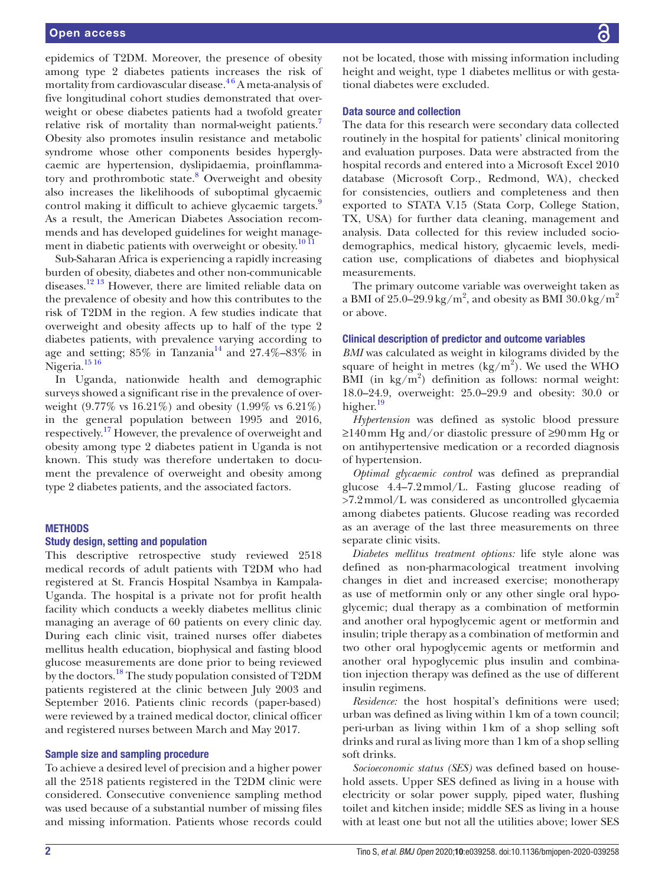epidemics of T2DM. Moreover, the presence of obesity among type 2 diabetes patients increases the risk of mortality from cardiovascular disease.[4,6] A meta-analysis of five longitudinal cohort studies demonstrated that overweight or obese diabetes patients had a twofold greater relative risk of mortality than normal-weight patients.[7] Obesity also promotes insulin resistance and metabolic syndrome whose other components besides hyperglycaemic are hypertension, dyslipidaemia, proinflammatory and prothrombotic state.[8] Overweight and obesity also increases the likelihoods of suboptimal glycaemic control making it difficult to achieve glycaemic targets.[9] As a result, the American Diabetes Association recommends and has developed guidelines for weight management in diabetic patients with overweight or obesity.[10,11]

Sub-Saharan Africa is experiencing a rapidly increasing burden of obesity, diabetes and other non-communicable diseases.[12,13] However, there are limited reliable data on the prevalence of obesity and how this contributes to the risk of T2DM in the region. A few studies indicate that overweight and obesity affects up to half of the type 2 diabetes patients, with prevalence varying according to age and setting; 85% in Tanzania[14] and 27.4%–83% in Nigeria.[15,16]

In Uganda, nationwide health and demographic surveys showed a significant rise in the prevalence of overweight (9.77% vs 16.21%) and obesity (1.99% vs 6.21%) in the general population between 1995 and 2016, respectively.[17] However, the prevalence of overweight and obesity among type 2 diabetes patient in Uganda is not known. This study was therefore undertaken to document the prevalence of overweight and obesity among type 2 diabetes patients, and the associated factors.

## METHODS

### Study design, setting and population

This descriptive retrospective study reviewed 2518 medical records of adult patients with T2DM who had registered at St. Francis Hospital Nsambya in Kampala-Uganda. The hospital is a private not for profit health facility which conducts a weekly diabetes mellitus clinic managing an average of 60 patients on every clinic day. During each clinic visit, trained nurses offer diabetes mellitus health education, biophysical and fasting blood glucose measurements are done prior to being reviewed by the doctors.[18] The study population consisted of T2DM patients registered at the clinic between July 2003 and September 2016. Patients clinic records (paper-based) were reviewed by a trained medical doctor, clinical officer and registered nurses between March and May 2017.

### Sample size and sampling procedure

To achieve a desired level of precision and a higher power all the 2518 patients registered in the T2DM clinic were considered. Consecutive convenience sampling method was used because of a substantial number of missing files and missing information. Patients whose records could not be located, those with missing information including height and weight, type 1 diabetes mellitus or with gestational diabetes were excluded.

### Data source and collection

The data for this research were secondary data collected routinely in the hospital for patients' clinical monitoring and evaluation purposes. Data were abstracted from the hospital records and entered into a Microsoft Excel 2010 database (Microsoft Corp., Redmond, WA), checked for consistencies, outliers and completeness and then exported to STATA V.15 (Stata Corp, College Station, TX, USA) for further data cleaning, management and analysis. Data collected for this review included socio-demographics, medical history, glycaemic levels, medication use, complications of diabetes and biophysical measurements.

The primary outcome variable was overweight taken as a BMI of 25.0–29.9 $kg/m^2$, and obesity as BMI 30.0 $kg/m^2$ or above.

### Clinical description of predictor and outcome variables

*BMI* was calculated as weight in kilograms divided by the square of height in metres ($kg/m^2$). We used the WHO BMI (in $kg/m^2$) definition as follows: normal weight: 18.0–24.9, overweight: 25.0–29.9 and obesity: 30.0 or higher.[19]

*Hypertension* was defined as systolic blood pressure ≥140 mm Hg and/or diastolic pressure of ≥90 mm Hg or on antihypertensive medication or a recorded diagnosis of hypertension.

*Optimal glycaemic control* was defined as preprandial glucose 4.4–7.2 mmol/L. Fasting glucose reading of >7.2 mmol/L was considered as uncontrolled glycaemia among diabetes patients. Glucose reading was recorded as an average of the last three measurements on three separate clinic visits.

*Diabetes mellitus treatment options:* life style alone was defined as non-pharmacological treatment involving changes in diet and increased exercise; monotherapy as use of metformin only or any other single oral hypoglycemic; dual therapy as a combination of metformin and another oral hypoglycemic agent or metformin and insulin; triple therapy as a combination of metformin and two other oral hypoglycemic agents or metformin and another oral hypoglycemic plus insulin and combination injection therapy was defined as the use of different insulin regimens.

*Residence:* the host hospital's definitions were used; urban was defined as living within 1 km of a town council; peri-urban as living within 1 km of a shop selling soft drinks and rural as living more than 1 km of a shop selling soft drinks.

*Socioeconomic status (SES)* was defined based on household assets. Upper SES defined as living in a house with electricity or solar power supply, piped water, flushing toilet and kitchen inside; middle SES as living in a house with at least one but not all the utilities above; lower SES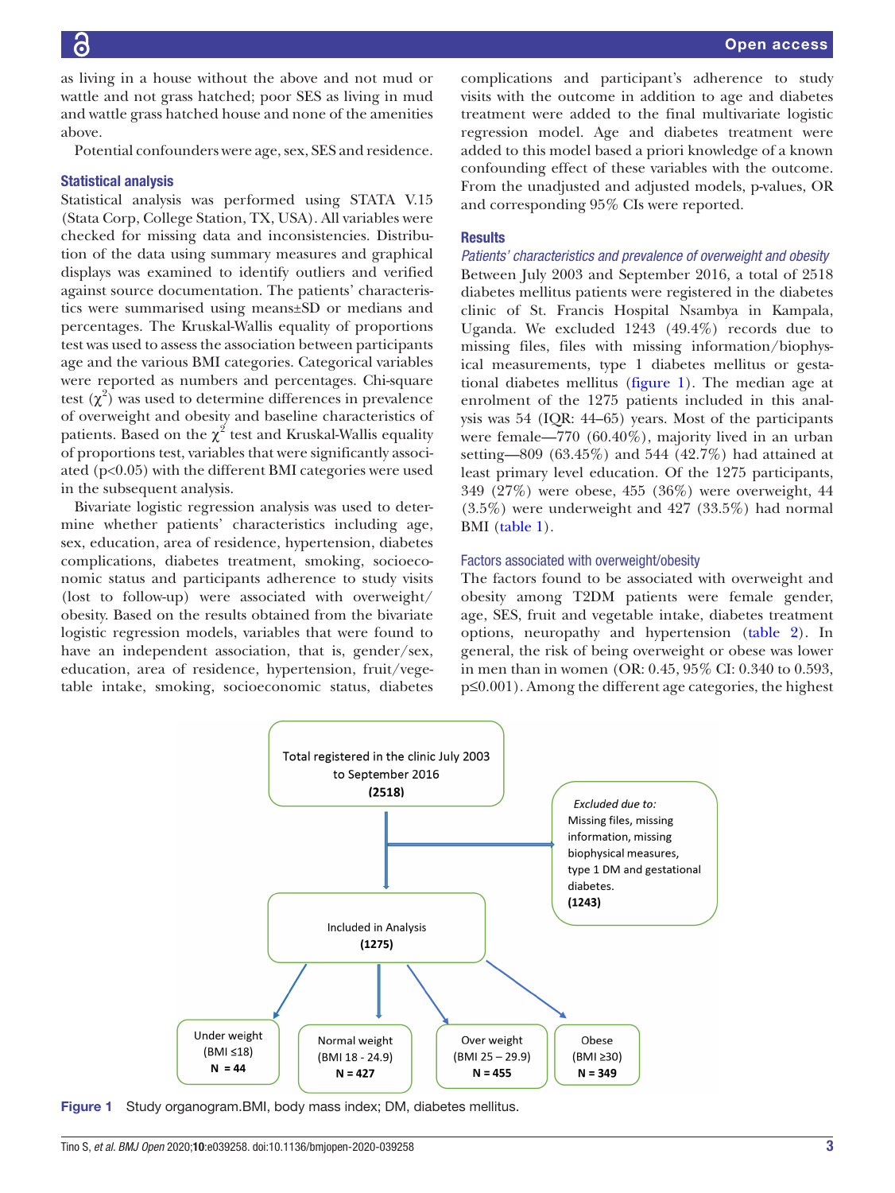as living in a house without the above and not mud or wattle and not grass hatched; poor SES as living in mud and wattle grass hatched house and none of the amenities above.

Potential confounders were age, sex, SES and residence.

### Statistical analysis

Statistical analysis was performed using STATA V.15 (Stata Corp, College Station, TX, USA). All variables were checked for missing data and inconsistencies. Distribution of the data using summary measures and graphical displays was examined to identify outliers and verified against source documentation. The patients' characteristics were summarised using means±SD or medians and percentages. The Kruskal-Wallis equality of proportions test was used to assess the association between participants age and the various BMI categories. Categorical variables were reported as numbers and percentages. Chi-square test ($\chi^2$) was used to determine differences in prevalence of overweight and obesity and baseline characteristics of patients. Based on the $\chi^2$ test and Kruskal-Wallis equality of proportions test, variables that were significantly associated ($p<0.05$) with the different BMI categories were used in the subsequent analysis.

Bivariate logistic regression analysis was used to determine whether patients' characteristics including age, sex, education, area of residence, hypertension, diabetes complications, diabetes treatment, smoking, socioeconomic status and participants adherence to study visits (lost to follow-up) were associated with overweight/obesity. Based on the results obtained from the bivariate logistic regression models, variables that were found to have an independent association, that is, gender/sex, education, area of residence, hypertension, fruit/vegetable intake, smoking, socioeconomic status, diabetes complications and participant's adherence to study visits with the outcome in addition to age and diabetes treatment were added to the final multivariate logistic regression model. Age and diabetes treatment were added to this model based a priori knowledge of a known confounding effect of these variables with the outcome. From the unadjusted and adjusted models, p-values, OR and corresponding 95% CIs were reported.

## Results

### *Patients' characteristics and prevalence of overweight and obesity*

Between July 2003 and September 2016, a total of 2518 diabetes mellitus patients were registered in the diabetes clinic of St. Francis Hospital Nsambya in Kampala, Uganda. We excluded 1243 (49.4%) records due to missing files, files with missing information/biophysical measurements, type 1 diabetes mellitus or gestational diabetes mellitus (figure 1). The median age at enrolment of the 1275 patients included in this analysis was 54 (IQR: 44–65) years. Most of the participants were female—770 (60.40%), majority lived in an urban setting—809 (63.45%) and 544 (42.7%) had attained at least primary level education. Of the 1275 participants, 349 (27%) were obese, 455 (36%) were overweight, 44 (3.5%) were underweight and 427 (33.5%) had normal BMI (table 1).

### Factors associated with overweight/obesity

The factors found to be associated with overweight and obesity among T2DM patients were female gender, age, SES, fruit and vegetable intake, diabetes treatment options, neuropathy and hypertension (table 2). In general, the risk of being overweight or obese was lower in men than in women (OR: 0.45, 95% CI: 0.340 to 0.593, $p\leq0.001$). Among the different age categories, the highest

Total registered in the clinic July 2003 to September 2016 **(2518)**

*Excluded due to:* Missing files, missing information, missing biophysical measures, type 1 DM and gestational diabetes. **(1243)**

Included in Analysis **(1275)**

| Under weight (BMI ≤18) | Normal weight (BMI 18 - 24.9) | Over weight (BMI 25 – 29.9) | Obese (BMI ≥30) |
|---|---|---|---|
| **N = 44** | **N = 427** | **N = 455** | **N = 349** |

Figure 1 Study organogram.BMI, body mass index; DM, diabetes mellitus.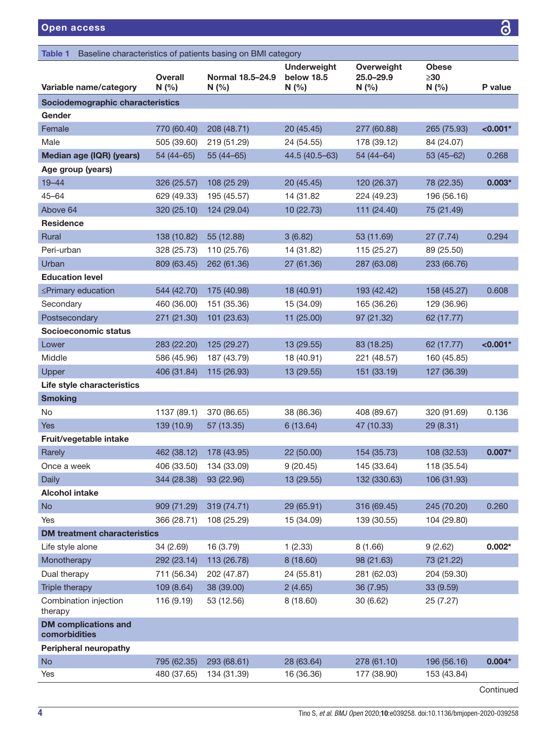**Table 1** Baseline characteristics of patients basing on BMI category

| Variable name/category | Overall N (%) | Normal 18.5–24.9 N (%) | Underweight below 18.5 N (%) | Overweight 25.0–29.9 N (%) | Obese ≥30 N (%) | P value |
|---|---|---|---|---|---|---|
| **Sociodemographic characteristics** | | | | | | |
| **Gender** | | | | | | |
| Female | 770 (60.40) | 208 (48.71) | 20 (45.45) | 277 (60.88) | 265 (75.93) | **<0.001*** |
| Male | 505 (39.60) | 219 (51.29) | 24 (54.55) | 178 (39.12) | 84 (24.07) | |
| **Median age (IQR) (years)** | 54 (44–65) | 55 (44–65) | 44.5 (40.5–63) | 54 (44–64) | 53 (45–62) | 0.268 |
| **Age group (years)** | | | | | | |
| 19–44 | 326 (25.57) | 108 (25 29) | 20 (45.45) | 120 (26.37) | 78 (22.35) | **0.003*** |
| 45–64 | 629 (49.33) | 195 (45.57) | 14 (31.82 | 224 (49.23) | 196 (56.16) | |
| Above 64 | 320 (25.10) | 124 (29.04) | 10 (22.73) | 111 (24.40) | 75 (21.49) | |
| **Residence** | | | | | | |
| Rural | 138 (10.82) | 55 (12.88) | 3 (6.82) | 53 (11.69) | 27 (7.74) | 0.294 |
| Peri-urban | 328 (25.73) | 110 (25.76) | 14 (31.82) | 115 (25.27) | 89 (25.50) | |
| Urban | 809 (63.45) | 262 (61.36) | 27 (61.36) | 287 (63.08) | 233 (66.76) | |
| **Education level** | | | | | | |
| ≤Primary education | 544 (42.70) | 175 (40.98) | 18 (40.91) | 193 (42.42) | 158 (45.27) | 0.608 |
| Secondary | 460 (36.00) | 151 (35.36) | 15 (34.09) | 165 (36.26) | 129 (36.96) | |
| Postsecondary | 271 (21.30) | 101 (23.63) | 11 (25.00) | 97 (21.32) | 62 (17.77) | |
| **Socioeconomic status** | | | | | | |
| Lower | 283 (22.20) | 125 (29.27) | 13 (29.55) | 83 (18.25) | 62 (17.77) | **<0.001*** |
| Middle | 586 (45.96) | 187 (43.79) | 18 (40.91) | 221 (48.57) | 160 (45.85) | |
| Upper | 406 (31.84) | 115 (26.93) | 13 (29.55) | 151 (33.19) | 127 (36.39) | |
| **Life style characteristics** | | | | | | |
| **Smoking** | | | | | | |
| No | 1137 (89.1) | 370 (86.65) | 38 (86.36) | 408 (89.67) | 320 (91.69) | 0.136 |
| Yes | 139 (10.9) | 57 (13.35) | 6 (13.64) | 47 (10.33) | 29 (8.31) | |
| **Fruit/vegetable intake** | | | | | | |
| Rarely | 462 (38.12) | 178 (43.95) | 22 (50.00) | 154 (35.73) | 108 (32.53) | **0.007*** |
| Once a week | 406 (33.50) | 134 (33.09) | 9 (20.45) | 145 (33.64) | 118 (35.54) | |
| Daily | 344 (28.38) | 93 (22.96) | 13 (29.55) | 132 (330.63) | 106 (31.93) | |
| **Alcohol intake** | | | | | | |
| No | 909 (71.29) | 319 (74.71) | 29 (65.91) | 316 (69.45) | 245 (70.20) | 0.260 |
| Yes | 366 (28.71) | 108 (25.29) | 15 (34.09) | 139 (30.55) | 104 (29.80) | |
| **DM treatment characteristics** | | | | | | |
| Life style alone | 34 (2.69) | 16 (3.79) | 1 (2.33) | 8 (1.66) | 9 (2.62) | **0.002*** |
| Monotherapy | 292 (23.14) | 113 (26.78) | 8 (18.60) | 98 (21.63) | 73 (21.22) | |
| Dual therapy | 711 (56.34) | 202 (47.87) | 24 (55.81) | 281 (62.03) | 204 (59.30) | |
| Triple therapy | 109 (8.64) | 38 (39.00) | 2 (4.65) | 36 (7.95) | 33 (9.59) | |
| Combination injection therapy | 116 (9.19) | 53 (12.56) | 8 (18.60) | 30 (6.62) | 25 (7.27) | |
| **DM complications and comorbidities** | | | | | | |
| **Peripheral neuropathy** | | | | | | |
| No | 795 (62.35) | 293 (68.61) | 28 (63.64) | 278 (61.10) | 196 (56.16) | **0.004*** |
| Yes | 480 (37.65) | 134 (31.39) | 16 (36.36) | 177 (38.90) | 153 (43.84) | |

Continued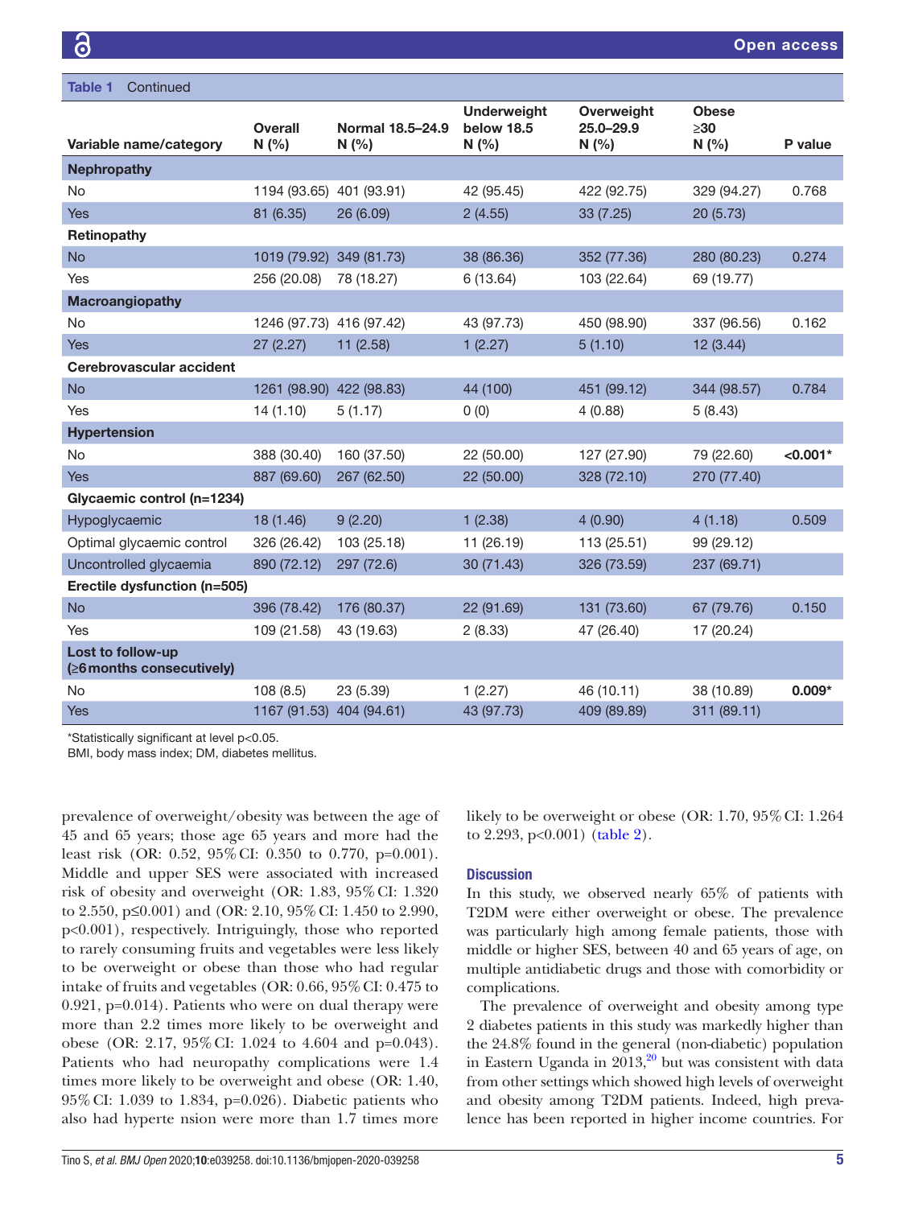**Table 1** Continued

| Variable name/category | Overall N (%) | Normal 18.5–24.9 N (%) | Underweight below 18.5 N (%) | Overweight 25.0–29.9 N (%) | Obese ≥30 N (%) | P value |
|---|---|---|---|---|---|---|
| **Nephropathy** | | | | | | |
| No | 1194 (93.65) | 401 (93.91) | 42 (95.45) | 422 (92.75) | 329 (94.27) | 0.768 |
| Yes | 81 (6.35) | 26 (6.09) | 2 (4.55) | 33 (7.25) | 20 (5.73) | |
| **Retinopathy** | | | | | | |
| No | 1019 (79.92) | 349 (81.73) | 38 (86.36) | 352 (77.36) | 280 (80.23) | 0.274 |
| Yes | 256 (20.08) | 78 (18.27) | 6 (13.64) | 103 (22.64) | 69 (19.77) | |
| **Macroangiopathy** | | | | | | |
| No | 1246 (97.73) | 416 (97.42) | 43 (97.73) | 450 (98.90) | 337 (96.56) | 0.162 |
| Yes | 27 (2.27) | 11 (2.58) | 1 (2.27) | 5 (1.10) | 12 (3.44) | |
| **Cerebrovascular accident** | | | | | | |
| No | 1261 (98.90) | 422 (98.83) | 44 (100) | 451 (99.12) | 344 (98.57) | 0.784 |
| Yes | 14 (1.10) | 5 (1.17) | 0 (0) | 4 (0.88) | 5 (8.43) | |
| **Hypertension** | | | | | | |
| No | 388 (30.40) | 160 (37.50) | 22 (50.00) | 127 (27.90) | 79 (22.60) | **<0.001*** |
| Yes | 887 (69.60) | 267 (62.50) | 22 (50.00) | 328 (72.10) | 270 (77.40) | |
| **Glycaemic control (n=1234)** | | | | | | |
| Hypoglycaemic | 18 (1.46) | 9 (2.20) | 1 (2.38) | 4 (0.90) | 4 (1.18) | 0.509 |
| Optimal glycaemic control | 326 (26.42) | 103 (25.18) | 11 (26.19) | 113 (25.51) | 99 (29.12) | |
| Uncontrolled glycaemia | 890 (72.12) | 297 (72.6) | 30 (71.43) | 326 (73.59) | 237 (69.71) | |
| **Erectile dysfunction (n=505)** | | | | | | |
| No | 396 (78.42) | 176 (80.37) | 22 (91.69) | 131 (73.60) | 67 (79.76) | 0.150 |
| Yes | 109 (21.58) | 43 (19.63) | 2 (8.33) | 47 (26.40) | 17 (20.24) | |
| **Lost to follow-up (≥6 months consecutively)** | | | | | | |
| No | 108 (8.5) | 23 (5.39) | 1 (2.27) | 46 (10.11) | 38 (10.89) | **0.009*** |
| Yes | 1167 (91.53) | 404 (94.61) | 43 (97.73) | 409 (89.89) | 311 (89.11) | |

*Statistically significant at level p<0.05.
BMI, body mass index; DM, diabetes mellitus.

prevalence of overweight/obesity was between the age of 45 and 65 years; those age 65 years and more had the least risk (OR: 0.52, 95% CI: 0.350 to 0.770, p=0.001). Middle and upper SES were associated with increased risk of obesity and overweight (OR: 1.83, 95% CI: 1.320 to 2.550, p≤0.001) and (OR: 2.10, 95% CI: 1.450 to 2.990, p<0.001), respectively. Intriguingly, those who reported to rarely consuming fruits and vegetables were less likely to be overweight or obese than those who had regular intake of fruits and vegetables (OR: 0.66, 95% CI: 0.475 to 0.921, p=0.014). Patients who were on dual therapy were more than 2.2 times more likely to be overweight and obese (OR: 2.17, 95% CI: 1.024 to 4.604 and p=0.043). Patients who had neuropathy complications were 1.4 times more likely to be overweight and obese (OR: 1.40, 95% CI: 1.039 to 1.834, p=0.026). Diabetic patients who also had hyperte nsion were more than 1.7 times more likely to be overweight or obese (OR: 1.70, 95% CI: 1.264 to 2.293, p<0.001) (table 2).

## Discussion

In this study, we observed nearly 65% of patients with T2DM were either overweight or obese. The prevalence was particularly high among female patients, those with middle or higher SES, between 40 and 65 years of age, on multiple antidiabetic drugs and those with comorbidity or complications.

The prevalence of overweight and obesity among type 2 diabetes patients in this study was markedly higher than the 24.8% found in the general (non-diabetic) population in Eastern Uganda in 2013,[20] but was consistent with data from other settings which showed high levels of overweight and obesity among T2DM patients. Indeed, high prevalence has been reported in higher income countries. For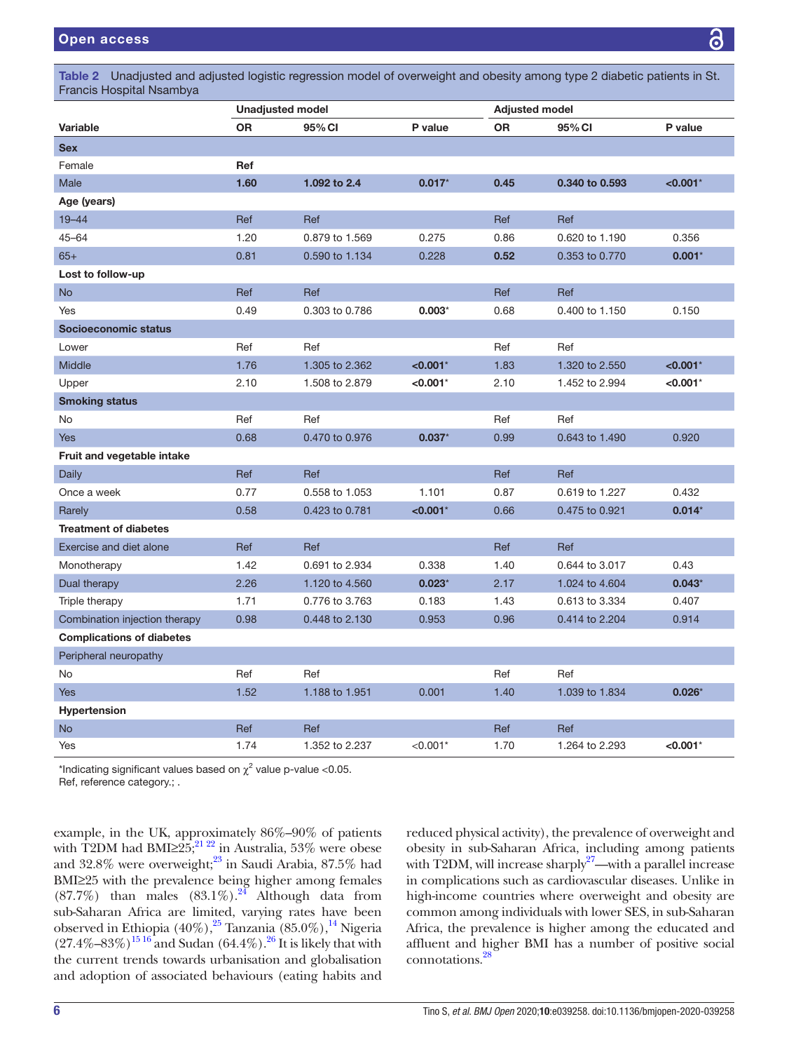**Table 2** Unadjusted and adjusted logistic regression model of overweight and obesity among type 2 diabetic patients in St. Francis Hospital Nsambya

| | Unadjusted model | | | Adjusted model | | |
|---|---|---|---|---|---|---|
| **Variable** | **OR** | **95% CI** | **P value** | **OR** | **95% CI** | **P value** |
| **Sex** | | | | | | |
| Female | **Ref** | | | | | |
| Male | **1.60** | **1.092 to 2.4** | **0.017*** | **0.45** | **0.340 to 0.593** | **<0.001*** |
| **Age (years)** | | | | | | |
| 19–44 | Ref | Ref | | Ref | Ref | |
| 45–64 | 1.20 | 0.879 to 1.569 | 0.275 | 0.86 | 0.620 to 1.190 | 0.356 |
| 65+ | 0.81 | 0.590 to 1.134 | 0.228 | **0.52** | 0.353 to 0.770 | **0.001*** |
| **Lost to follow-up** | | | | | | |
| No | Ref | Ref | | Ref | Ref | |
| Yes | 0.49 | 0.303 to 0.786 | **0.003*** | 0.68 | 0.400 to 1.150 | 0.150 |
| **Socioeconomic status** | | | | | | |
| Lower | Ref | Ref | | Ref | Ref | |
| Middle | 1.76 | 1.305 to 2.362 | **<0.001*** | 1.83 | 1.320 to 2.550 | **<0.001*** |
| Upper | 2.10 | 1.508 to 2.879 | **<0.001*** | 2.10 | 1.452 to 2.994 | **<0.001*** |
| **Smoking status** | | | | | | |
| No | Ref | Ref | | Ref | Ref | |
| Yes | 0.68 | 0.470 to 0.976 | **0.037*** | 0.99 | 0.643 to 1.490 | 0.920 |
| **Fruit and vegetable intake** | | | | | | |
| Daily | Ref | Ref | | Ref | Ref | |
| Once a week | 0.77 | 0.558 to 1.053 | 1.101 | 0.87 | 0.619 to 1.227 | 0.432 |
| Rarely | 0.58 | 0.423 to 0.781 | **<0.001*** | 0.66 | 0.475 to 0.921 | **0.014*** |
| **Treatment of diabetes** | | | | | | |
| Exercise and diet alone | Ref | Ref | | Ref | Ref | |
| Monotherapy | 1.42 | 0.691 to 2.934 | 0.338 | 1.40 | 0.644 to 3.017 | 0.43 |
| Dual therapy | 2.26 | 1.120 to 4.560 | **0.023*** | 2.17 | 1.024 to 4.604 | **0.043*** |
| Triple therapy | 1.71 | 0.776 to 3.763 | 0.183 | 1.43 | 0.613 to 3.334 | 0.407 |
| Combination injection therapy | 0.98 | 0.448 to 2.130 | 0.953 | 0.96 | 0.414 to 2.204 | 0.914 |
| **Complications of diabetes** | | | | | | |
| Peripheral neuropathy | | | | | | |
| No | Ref | Ref | | Ref | Ref | |
| Yes | 1.52 | 1.188 to 1.951 | 0.001 | 1.40 | 1.039 to 1.834 | **0.026*** |
| **Hypertension** | | | | | | |
| No | Ref | Ref | | Ref | Ref | |
| Yes | 1.74 | 1.352 to 2.237 | <0.001* | 1.70 | 1.264 to 2.293 | **<0.001*** |

*Indicating significant values based on $\chi^2$ value p-value <0.05.
Ref, reference category.; .

example, in the UK, approximately 86%–90% of patients with T2DM had BMI≥25;[21 22] in Australia, 53% were obese and 32.8% were overweight;[23] in Saudi Arabia, 87.5% had BMI≥25 with the prevalence being higher among females (87.7%) than males (83.1%).[24] Although data from sub-Saharan Africa are limited, varying rates have been observed in Ethiopia (40%),[25] Tanzania (85.0%),[14] Nigeria (27.4%–83%)[15 16] and Sudan (64.4%).[26] It is likely that with the current trends towards urbanisation and globalisation and adoption of associated behaviours (eating habits and reduced physical activity), the prevalence of overweight and obesity in sub-Saharan Africa, including among patients with T2DM, will increase sharply[27]—with a parallel increase in complications such as cardiovascular diseases. Unlike in high-income countries where overweight and obesity are common among individuals with lower SES, in sub-Saharan Africa, the prevalence is higher among the educated and affluent and higher BMI has a number of positive social connotations.[28]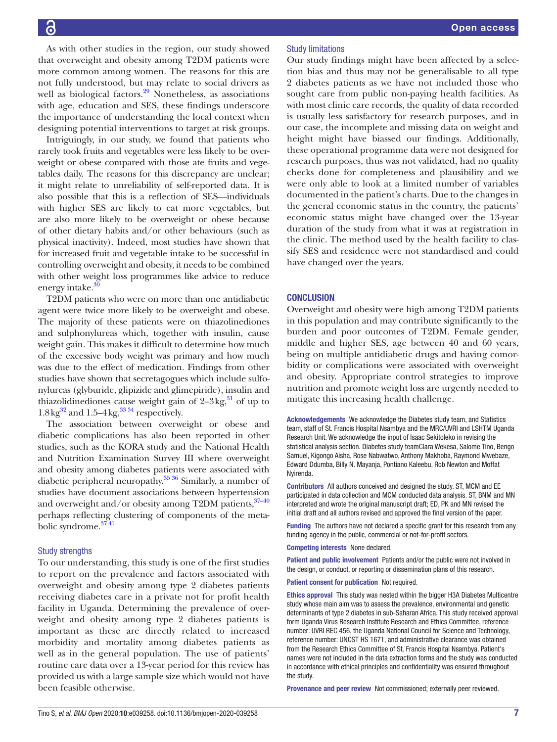As with other studies in the region, our study showed that overweight and obesity among T2DM patients were more common among women. The reasons for this are not fully understood, but may relate to social drivers as well as biological factors.[29] Nonetheless, as associations with age, education and SES, these findings underscore the importance of understanding the local context when designing potential interventions to target at risk groups.

Intriguingly, in our study, we found that patients who rarely took fruits and vegetables were less likely to be overweight or obese compared with those ate fruits and vegetables daily. The reasons for this discrepancy are unclear; it might relate to unreliability of self-reported data. It is also possible that this is a reflection of SES—individuals with higher SES are likely to eat more vegetables, but are also more likely to be overweight or obese because of other dietary habits and/or other behaviours (such as physical inactivity). Indeed, most studies have shown that for increased fruit and vegetable intake to be successful in controlling overweight and obesity, it needs to be combined with other weight loss programmes like advice to reduce energy intake.[30]

T2DM patients who were on more than one antidiabetic agent were twice more likely to be overweight and obese. The majority of these patients were on thiazolinediones and sulphonylureas which, together with insulin, cause weight gain. This makes it difficult to determine how much of the excessive body weight was primary and how much was due to the effect of medication. Findings from other studies have shown that secretagogues which include sulfonylureas (glyburide, glipizide and glimepiride), insulin and thiazolidinediones cause weight gain of 2–3 kg,[31] of up to 1.8 kg[32] and 1.5–4 kg,[33,34] respectively.

The association between overweight or obese and diabetic complications has also been reported in other studies, such as the KORA study and the National Health and Nutrition Examination Survey III where overweight and obesity among diabetes patients were associated with diabetic peripheral neuropathy.[35,36] Similarly, a number of studies have document associations between hypertension and overweight and/or obesity among T2DM patients,[37–40] perhaps reflecting clustering of components of the metabolic syndrome.[37,41]

### Study strengths

To our understanding, this study is one of the first studies to report on the prevalence and factors associated with overweight and obesity among type 2 diabetes patients receiving diabetes care in a private not for profit health facility in Uganda. Determining the prevalence of overweight and obesity among type 2 diabetes patients is important as these are directly related to increased morbidity and mortality among diabetes patients as well as in the general population. The use of patients' routine care data over a 13-year period for this review has provided us with a large sample size which would not have been feasible otherwise.

### Study limitations

Our study findings might have been affected by a selection bias and thus may not be generalisable to all type 2 diabetes patients as we have not included those who sought care from public non-paying health facilities. As with most clinic care records, the quality of data recorded is usually less satisfactory for research purposes, and in our case, the incomplete and missing data on weight and height might have biassed our findings. Additionally, these operational programme data were not designed for research purposes, thus was not validated, had no quality checks done for completeness and plausibility and we were only able to look at a limited number of variables documented in the patient's charts. Due to the changes in the general economic status in the country, the patients' economic status might have changed over the 13-year duration of the study from what it was at registration in the clinic. The method used by the health facility to classify SES and residence were not standardised and could have changed over the years.

## CONCLUSION

Overweight and obesity were high among T2DM patients in this population and may contribute significantly to the burden and poor outcomes of T2DM. Female gender, middle and higher SES, age between 40 and 60 years, being on multiple antidiabetic drugs and having comorbidity or complications were associated with overweight and obesity. Appropriate control strategies to improve nutrition and promote weight loss are urgently needed to mitigate this increasing health challenge.

**Acknowledgements** We acknowledge the Diabetes study team, and Statistics team, staff of St. Francis Hospital Nsambya and the MRC/UVRI and LSHTM Uganda Research Unit. We acknowledge the input of Isaac Sekitoleko in revising the statistical analysis section. Diabetes study teamClara Wekesa, Salome Tino, Bengo Samuel, Kigongo Aisha, Rose Nabwatwo, Anthony Makhoba, Raymond Mwebaze, Edward Ddumba, Billy N. Mayanja, Pontiano Kaleebu, Rob Newton and Moffat Nyirenda.

**Contributors** All authors conceived and designed the study. ST, MCM and EE participated in data collection and MCM conducted data analysis. ST, BNM and MN interpreted and wrote the original manuscript draft; ED, PK and MN revised the initial draft and all authors revised and approved the final version of the paper.

**Funding** The authors have not declared a specific grant for this research from any funding agency in the public, commercial or not-for-profit sectors.

**Competing interests** None declared.

**Patient and public involvement** Patients and/or the public were not involved in the design, or conduct, or reporting or dissemination plans of this research.

**Patient consent for publication** Not required.

**Ethics approval** This study was nested within the bigger H3A Diabetes Multicentre study whose main aim was to assess the prevalence, environmental and genetic determinants of type 2 diabetes in sub-Saharan Africa. This study received approval form Uganda Virus Research Institute Research and Ethics Committee, reference number: UVRI REC 456, the Uganda National Council for Science and Technology, reference number: UNCST HS 1671, and administrative clearance was obtained from the Research Ethics Committee of St. Francis Hospital Nsambya. Patient's names were not included in the data extraction forms and the study was conducted in accordance with ethical principles and confidentiality was ensured throughout the study.

**Provenance and peer review** Not commissioned; externally peer reviewed.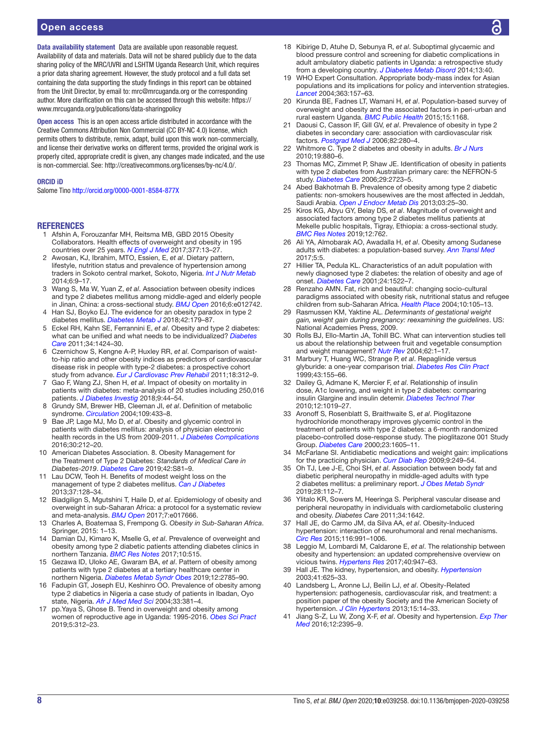**Data availability statement** Data are available upon reasonable request. Availability of data and materials. Data will not be shared publicly due to the data sharing policy of the MRC/UVRI and LSHTM Uganda Research Unit, which requires a prior data sharing agreement. However, the study protocol and a full data set containing the data supporting the study findings in this report can be obtained from the Unit Director, by email to: mrc@mrcuganda.org or the corresponding author. More clarification on this can be accessed through this website: https://www.mrcuganda.org/publications/data-sharingpolicy

**Open access** This is an open access article distributed in accordance with the Creative Commons Attribution Non Commercial (CC BY-NC 4.0) license, which permits others to distribute, remix, adapt, build upon this work non-commercially, and license their derivative works on different terms, provided the original work is properly cited, appropriate credit is given, any changes made indicated, and the use is non-commercial. See: http://creativecommons.org/licenses/by-nc/4.0/.

**ORCID iD**

Salome Tino http://orcid.org/0000-0001-8584-877X

## REFERENCES

1. Afshin A, Forouzanfar MH, Reitsma MB, GBD 2015 Obesity Collaborators. Health effects of overweight and obesity in 195 countries over 25 years. *N Engl J Med* 2017;377:13–27.
2. Awosan, KJ, Ibrahim, MTO, Essien, E, *et al*. Dietary pattern, lifestyle, nutrition status and prevalence of hypertension among traders in Sokoto central market, Sokoto, Nigeria. *Int J Nutr Metab* 2014;6:9–17.
3. Wang S, Ma W, Yuan Z, *et al*. Association between obesity indices and type 2 diabetes mellitus among middle-aged and elderly people in Jinan, China: a cross-sectional study. *BMJ Open* 2016;6:e012742.
4. Han SJ, Boyko EJ. The evidence for an obesity paradox in type 2 diabetes mellitus. *Diabetes Metab J* 2018;42:179–87.
5. Eckel RH, Kahn SE, Ferrannini E, *et al*. Obesity and type 2 diabetes: what can be unified and what needs to be individualized? *Diabetes Care* 2011;34:1424–30.
6. Czernichow S, Kengne A-P, Huxley RR, *et al*. Comparison of waist-to-hip ratio and other obesity indices as predictors of cardiovascular disease risk in people with type-2 diabetes: a prospective cohort study from advance. *Eur J Cardiovasc Prev Rehabil* 2011;18:312–9.
7. Gao F, Wang ZJ, Shen H, *et al*. Impact of obesity on mortality in patients with diabetes: meta-analysis of 20 studies including 250,016 patients. *J Diabetes Investig* 2018;9:44–54.
8. Grundy SM, Brewer HB, Cleeman JI, *et al*. Definition of metabolic syndrome. *Circulation* 2004;109:433–8.
9. Bae JP, Lage MJ, Mo D, *et al*. Obesity and glycemic control in patients with diabetes mellitus: analysis of physician electronic health records in the US from 2009-2011. *J Diabetes Complications* 2016;30:212–20.
10. American Diabetes Association. 8. Obesity Management for the Treatment of Type 2 Diabetes: *Standards of Medical Care in Diabetes-2019*. *Diabetes Care* 2019;42:S81–9.
11. Lau DCW, Teoh H. Benefits of modest weight loss on the management of type 2 diabetes mellitus. *Can J Diabetes* 2013;37:128–34.
12. Biadgilign S, Mgutshini T, Haile D, *et al*. Epidemiology of obesity and overweight in sub-Saharan Africa: a protocol for a systematic review and meta-analysis. *BMJ Open* 2017;7:e017666.
13. Charles A, Boatemaa S, Frempong G. *Obesity in Sub-Saharan Africa*. Springer, 2015: 1–13.
14. Damian DJ, Kimaro K, Mselle G, *et al*. Prevalence of overweight and obesity among type 2 diabetic patients attending diabetes clinics in northern Tanzania. *BMC Res Notes* 2017;10:515.
15. Gezawa ID, Uloko AE, Gwaram BA, *et al*. Pattern of obesity among patients with type 2 diabetes at a tertiary healthcare center in northern Nigeria. *Diabetes Metab Syndr Obes* 2019;12:2785–90.
16. Fadupin GT, Joseph EU, Keshinro OO. Prevalence of obesity among type 2 diabetics in Nigeria a case study of patients in Ibadan, Oyo state, Nigeria. *Afr J Med Med Sci* 2004;33:381–4.
17. pp.Yaya S, Ghose B. Trend in overweight and obesity among women of reproductive age in Uganda: 1995-2016. *Obes Sci Pract* 2019;5:312–23.
18. Kibirige D, Atuhe D, Sebunya R, *et al*. Suboptimal glycaemic and blood pressure control and screening for diabetic complications in adult ambulatory diabetic patients in Uganda: a retrospective study from a developing country. *J Diabetes Metab Disord* 2014;13:40.
19. WHO Expert Consultation. Appropriate body-mass index for Asian populations and its implications for policy and intervention strategies. *Lancet* 2004;363:157–63.
20. Kirunda BE, Fadnes LT, Wamani H, *et al*. Population-based survey of overweight and obesity and the associated factors in peri-urban and rural eastern Uganda. *BMC Public Health* 2015;15:1168.
21. Daousi C, Casson IF, Gill GV, *et al*. Prevalence of obesity in type 2 diabetes in secondary care: association with cardiovascular risk factors. *Postgrad Med J* 2006;82:280–4.
22. Whitmore C. Type 2 diabetes and obesity in adults. *Br J Nurs* 2010;19:880–6.
23. Thomas MC, Zimmet P, Shaw JE. Identification of obesity in patients with type 2 diabetes from Australian primary care: the NEFRON-5 study. *Diabetes Care* 2006;29:2723–5.
24. Abed Bakhotmah B. Prevalence of obesity among type 2 diabetic patients: non-smokers housewives are the most affected in Jeddah, Saudi Arabia. *Open J Endocr Metab Dis* 2013;03:25–30.
25. Kiros KG, Abyu GY, Belay DS, *et al*. Magnitude of overweight and associated factors among type 2 diabetes mellitus patients at Mekelle public hospitals, Tigray, Ethiopia: a cross-sectional study. *BMC Res Notes* 2019;12:762.
26. Ali YA, Almobarak AO, Awadalla H, *et al*. Obesity among Sudanese adults with diabetes: a population-based survey. *Ann Transl Med* 2017;5:5.
27. Hillier TA, Pedula KL. Characteristics of an adult population with newly diagnosed type 2 diabetes: the relation of obesity and age of onset. *Diabetes Care* 2001;24:1522–7.
28. Renzaho AMN. Fat, rich and beautiful: changing socio-cultural paradigms associated with obesity risk, nutritional status and refugee children from sub-Saharan Africa. *Health Place* 2004;10:105–13.
29. Rasmussen KM, Yaktine AL. *Determinants of gestational weight gain, weight gain during pregnancy: reexamining the guidelines*. US: National Academies Press, 2009.
30. Rolls BJ, Ello-Martin JA, Tohill BC. What can intervention studies tell us about the relationship between fruit and vegetable consumption and weight management? *Nutr Rev* 2004;62:1–17.
31. Marbury T, Huang WC, Strange P, *et al*. Repaglinide versus glyburide: a one-year comparison trial. *Diabetes Res Clin Pract* 1999;43:155–66.
32. Dailey G, Admane K, Mercier F, *et al*. Relationship of insulin dose, A1c lowering, and weight in type 2 diabetes: comparing insulin Glargine and insulin detemir. *Diabetes Technol Ther* 2010;12:1019–27.
33. Aronoff S, Rosenblatt S, Braithwaite S, *et al*. Pioglitazone hydrochloride monotherapy improves glycemic control in the treatment of patients with type 2 diabetes: a 6-month randomized placebo-controlled dose-response study. The pioglitazone 001 Study Group. *Diabetes Care* 2000;23:1605–11.
34. McFarlane SI. Antidiabetic medications and weight gain: implications for the practicing physician. *Curr Diab Rep* 2009;9:249–54.
35. Oh TJ, Lee J-E, Choi SH, *et al*. Association between body fat and diabetic peripheral neuropathy in middle-aged adults with type 2 diabetes mellitus: a preliminary report. *J Obes Metab Syndr* 2019;28:112–7.
36. Ylitalo KR, Sowers M, Heeringa S. Peripheral vascular disease and peripheral neuropathy in individuals with cardiometabolic clustering and obesity. *Diabetes Care* 2011;34:1642.
37. Hall JE, do Carmo JM, da Silva AA, *et al*. Obesity-Induced hypertension: interaction of neurohumoral and renal mechanisms. *Circ Res* 2015;116:991–1006.
38. Leggio M, Lombardi M, Caldarone E, *et al*. The relationship between obesity and hypertension: an updated comprehensive overview on vicious twins. *Hypertens Res* 2017;40:947–63.
39. Hall JE. The kidney, hypertension, and obesity. *Hypertension* 2003;41:625–33.
40. Landsberg L, Aronne LJ, Beilin LJ, *et al*. Obesity-Related hypertension: pathogenesis, cardiovascular risk, and treatment: a position paper of the obesity Society and the American Society of hypertension. *J Clin Hypertens* 2013;15:14–33.
41. Jiang S-Z, Lu W, Zong X-F, *et al*. Obesity and hypertension. *Exp Ther Med* 2016;12:2395–9.